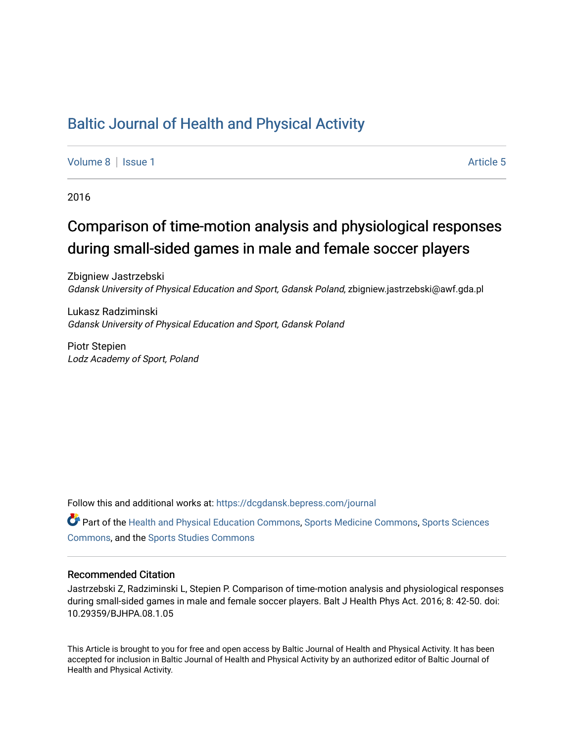# Baltic Journal of Health and Physical Activity

Volume 8 | Issue 1 Article 5

2016

## Comparison of time-motion analysis and physiological responses during small-sided games in male and female soccer players

Zbigniew Jastrzebski
*Gdansk University of Physical Education and Sport, Gdansk Poland*, zbigniew.jastrzebski@awf.gda.pl

Lukasz Radziminski
*Gdansk University of Physical Education and Sport, Gdansk Poland*

Piotr Stepien
*Lodz Academy of Sport, Poland*

Follow this and additional works at: https://dcgdansk.bepress.com/journal

Part of the Health and Physical Education Commons, Sports Medicine Commons, Sports Sciences Commons, and the Sports Studies Commons

### Recommended Citation

Jastrzebski Z, Radziminski L, Stepien P. Comparison of time-motion analysis and physiological responses during small-sided games in male and female soccer players. Balt J Health Phys Act. 2016; 8: 42-50. doi: 10.29359/BJHPA.08.1.05

This Article is brought to you for free and open access by Baltic Journal of Health and Physical Activity. It has been accepted for inclusion in Baltic Journal of Health and Physical Activity by an authorized editor of Baltic Journal of Health and Physical Activity.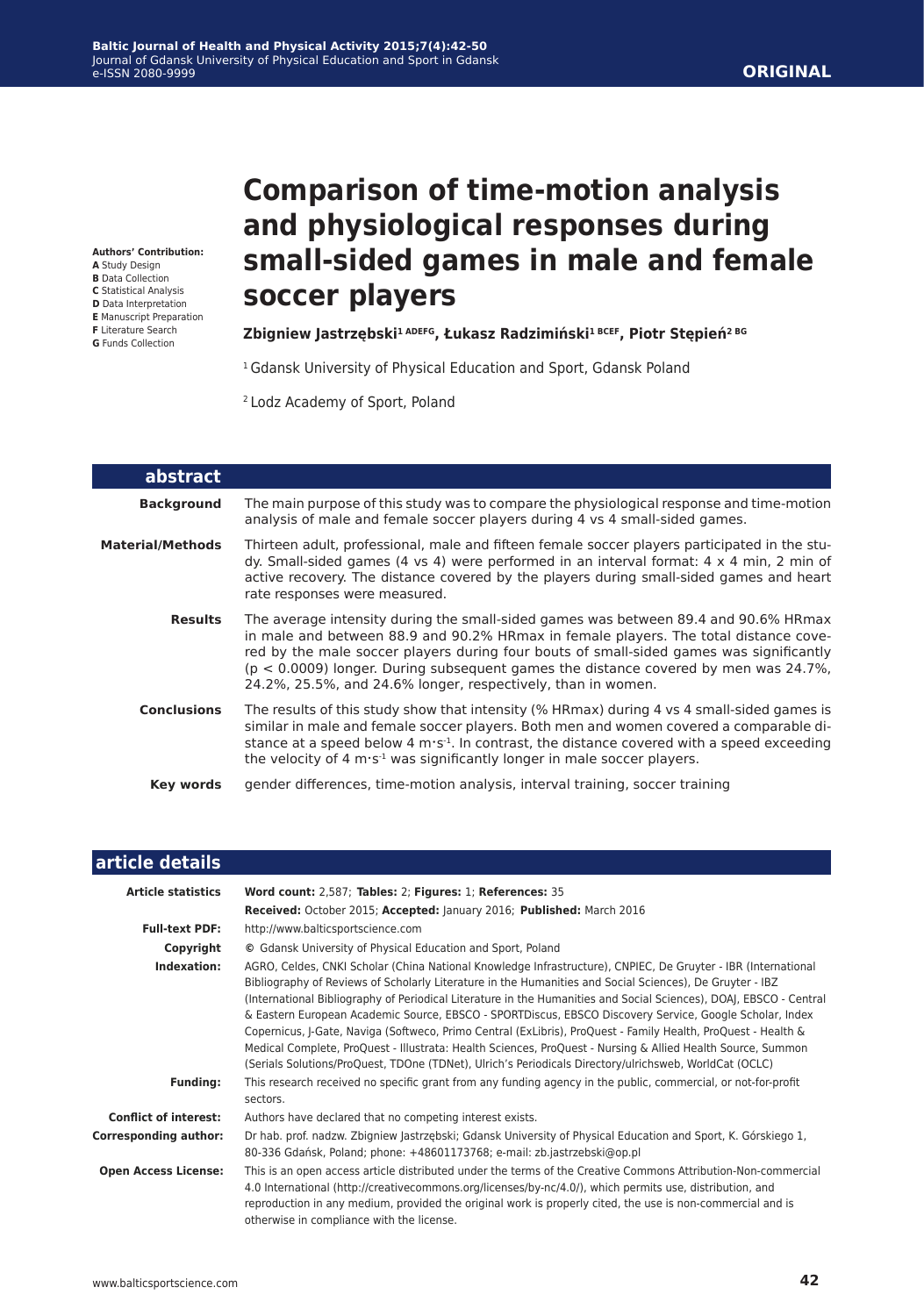**ORIGINAL**

# Comparison of time-motion analysis and physiological responses during small-sided games in male and female soccer players

**Zbigniew Jastrzębski[1 ADEFG], Łukasz Radzimiński[1 BCEF], Piotr Stępień[2 BG]**

[1] Gdansk University of Physical Education and Sport, Gdansk Poland

[2] Lodz Academy of Sport, Poland

**Authors' Contribution:**
**A** Study Design
**B** Data Collection
**C** Statistical Analysis
**D** Data Interpretation
**E** Manuscript Preparation
**F** Literature Search
**G** Funds Collection

## abstract

**Background**
The main purpose of this study was to compare the physiological response and time-motion analysis of male and female soccer players during 4 vs 4 small-sided games.

**Material/Methods**
Thirteen adult, professional, male and fifteen female soccer players participated in the study. Small-sided games (4 vs 4) were performed in an interval format: 4 x 4 min, 2 min of active recovery. The distance covered by the players during small-sided games and heart rate responses were measured.

**Results**
The average intensity during the small-sided games was between 89.4 and 90.6% HRmax in male and between 88.9 and 90.2% HRmax in female players. The total distance covered by the male soccer players during four bouts of small-sided games was significantly ($p < 0.0009$) longer. During subsequent games the distance covered by men was 24.7%, 24.2%, 25.5%, and 24.6% longer, respectively, than in women.

**Conclusions**
The results of this study show that intensity (% HRmax) during 4 vs 4 small-sided games is similar in male and female soccer players. Both men and women covered a comparable distance at a speed below 4 $m \cdot s^{-1}$. In contrast, the distance covered with a speed exceeding the velocity of 4 $m \cdot s^{-1}$ was significantly longer in male soccer players.

**Key words**
gender differences, time-motion analysis, interval training, soccer training

## article details

**Article statistics**
**Word count:** 2,587; **Tables:** 2; **Figures:** 1; **References:** 35
**Received:** October 2015; **Accepted:** January 2016; **Published:** March 2016

**Full-text PDF:**
http://www.balticsportscience.com

**Copyright**
© Gdansk University of Physical Education and Sport, Poland

**Indexation:**
AGRO, Celdes, CNKI Scholar (China National Knowledge Infrastructure), CNPIEC, De Gruyter - IBR (International Bibliography of Reviews of Scholarly Literature in the Humanities and Social Sciences), De Gruyter - IBZ (International Bibliography of Periodical Literature in the Humanities and Social Sciences), DOAJ, EBSCO - Central & Eastern European Academic Source, EBSCO - SPORTDiscus, EBSCO Discovery Service, Google Scholar, Index Copernicus, J-Gate, Naviga (Softweco, Primo Central (ExLibris), ProQuest - Family Health, ProQuest - Health & Medical Complete, ProQuest - Illustrata: Health Sciences, ProQuest - Nursing & Allied Health Source, Summon (Serials Solutions/ProQuest, TDOne (TDNet), Ulrich's Periodicals Directory/ulrichsweb, WorldCat (OCLC)

**Funding:**
This research received no specific grant from any funding agency in the public, commercial, or not-for-profit sectors.

**Conflict of interest:**
Authors have declared that no competing interest exists.

**Corresponding author:**
Dr hab. prof. nadzw. Zbigniew Jastrzębski; Gdansk University of Physical Education and Sport, K. Górskiego 1, 80-336 Gdańsk, Poland; phone: +48601173768; e-mail: zb.jastrzebski@op.pl

**Open Access License:**
This is an open access article distributed under the terms of the Creative Commons Attribution-Non-commercial 4.0 International (http://creativecommons.org/licenses/by-nc/4.0/), which permits use, distribution, and reproduction in any medium, provided the original work is properly cited, the use is non-commercial and is otherwise in compliance with the license.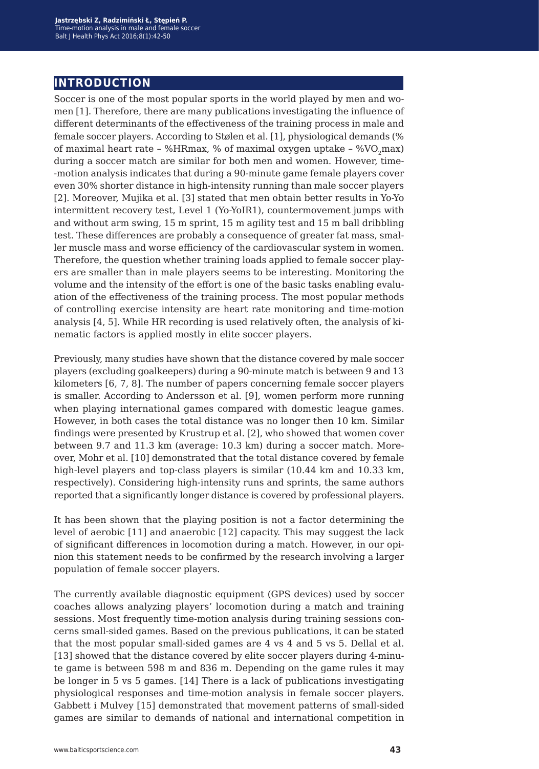# INTRODUCTION

Soccer is one of the most popular sports in the world played by men and women [1]. Therefore, there are many publications investigating the influence of different determinants of the effectiveness of the training process in male and female soccer players. According to Stølen et al. [1], physiological demands (% of maximal heart rate – %HRmax, % of maximal oxygen uptake – $\%VO_2max$) during a soccer match are similar for both men and women. However, time-motion analysis indicates that during a 90-minute game female players cover even 30% shorter distance in high-intensity running than male soccer players [2]. Moreover, Mujika et al. [3] stated that men obtain better results in Yo-Yo intermittent recovery test, Level 1 (Yo-YoIR1), countermovement jumps with and without arm swing, 15 m sprint, 15 m agility test and 15 m ball dribbling test. These differences are probably a consequence of greater fat mass, smaller muscle mass and worse efficiency of the cardiovascular system in women. Therefore, the question whether training loads applied to female soccer players are smaller than in male players seems to be interesting. Monitoring the volume and the intensity of the effort is one of the basic tasks enabling evaluation of the effectiveness of the training process. The most popular methods of controlling exercise intensity are heart rate monitoring and time-motion analysis [4, 5]. While HR recording is used relatively often, the analysis of kinematic factors is applied mostly in elite soccer players.

Previously, many studies have shown that the distance covered by male soccer players (excluding goalkeepers) during a 90-minute match is between 9 and 13 kilometers [6, 7, 8]. The number of papers concerning female soccer players is smaller. According to Andersson et al. [9], women perform more running when playing international games compared with domestic league games. However, in both cases the total distance was no longer then 10 km. Similar findings were presented by Krustrup et al. [2], who showed that women cover between 9.7 and 11.3 km (average: 10.3 km) during a soccer match. Moreover, Mohr et al. [10] demonstrated that the total distance covered by female high-level players and top-class players is similar (10.44 km and 10.33 km, respectively). Considering high-intensity runs and sprints, the same authors reported that a significantly longer distance is covered by professional players.

It has been shown that the playing position is not a factor determining the level of aerobic [11] and anaerobic [12] capacity. This may suggest the lack of significant differences in locomotion during a match. However, in our opinion this statement needs to be confirmed by the research involving a larger population of female soccer players.

The currently available diagnostic equipment (GPS devices) used by soccer coaches allows analyzing players' locomotion during a match and training sessions. Most frequently time-motion analysis during training sessions concerns small-sided games. Based on the previous publications, it can be stated that the most popular small-sided games are 4 vs 4 and 5 vs 5. Dellal et al. [13] showed that the distance covered by elite soccer players during 4-minute game is between 598 m and 836 m. Depending on the game rules it may be longer in 5 vs 5 games. [14] There is a lack of publications investigating physiological responses and time-motion analysis in female soccer players. Gabbett i Mulvey [15] demonstrated that movement patterns of small-sided games are similar to demands of national and international competition in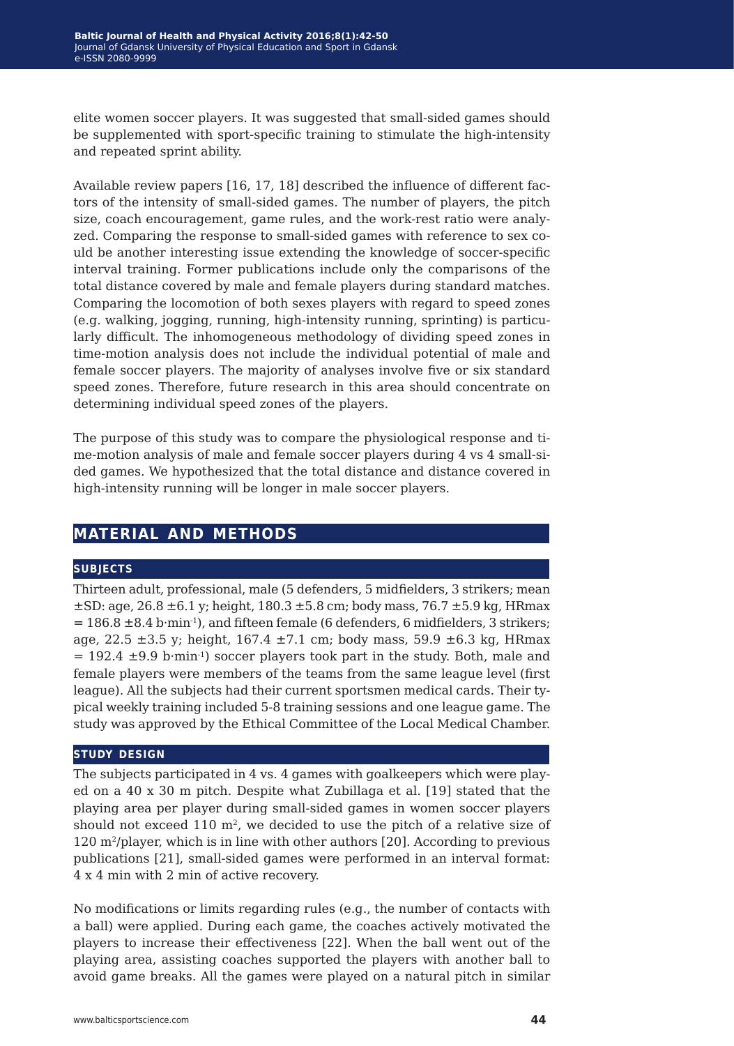elite women soccer players. It was suggested that small-sided games should be supplemented with sport-specific training to stimulate the high-intensity and repeated sprint ability.

Available review papers [16, 17, 18] described the influence of different factors of the intensity of small-sided games. The number of players, the pitch size, coach encouragement, game rules, and the work-rest ratio were analyzed. Comparing the response to small-sided games with reference to sex could be another interesting issue extending the knowledge of soccer-specific interval training. Former publications include only the comparisons of the total distance covered by male and female players during standard matches. Comparing the locomotion of both sexes players with regard to speed zones (e.g. walking, jogging, running, high-intensity running, sprinting) is particularly difficult. The inhomogeneous methodology of dividing speed zones in time-motion analysis does not include the individual potential of male and female soccer players. The majority of analyses involve five or six standard speed zones. Therefore, future research in this area should concentrate on determining individual speed zones of the players.

The purpose of this study was to compare the physiological response and time-motion analysis of male and female soccer players during 4 vs 4 small-sided games. We hypothesized that the total distance and distance covered in high-intensity running will be longer in male soccer players.

## MATERIAL AND METHODS

### SUBJECTS

Thirteen adult, professional, male (5 defenders, 5 midfielders, 3 strikers; mean ±SD: age, 26.8 ±6.1 y; height, 180.3 ±5.8 cm; body mass, 76.7 ±5.9 kg, HRmax = 186.8 ±8.4 b·min$^{-1}$), and fifteen female (6 defenders, 6 midfielders, 3 strikers; age, 22.5 ±3.5 y; height, 167.4 ±7.1 cm; body mass, 59.9 ±6.3 kg, HRmax = 192.4 ±9.9 b·min$^{-1}$) soccer players took part in the study. Both, male and female players were members of the teams from the same league level (first league). All the subjects had their current sportsmen medical cards. Their typical weekly training included 5-8 training sessions and one league game. The study was approved by the Ethical Committee of the Local Medical Chamber.

### STUDY DESIGN

The subjects participated in 4 vs. 4 games with goalkeepers which were played on a 40 x 30 m pitch. Despite what Zubillaga et al. [19] stated that the playing area per player during small-sided games in women soccer players should not exceed 110 m$^2$, we decided to use the pitch of a relative size of 120 m$^2$/player, which is in line with other authors [20]. According to previous publications [21], small-sided games were performed in an interval format: 4 x 4 min with 2 min of active recovery.

No modifications or limits regarding rules (e.g., the number of contacts with a ball) were applied. During each game, the coaches actively motivated the players to increase their effectiveness [22]. When the ball went out of the playing area, assisting coaches supported the players with another ball to avoid game breaks. All the games were played on a natural pitch in similar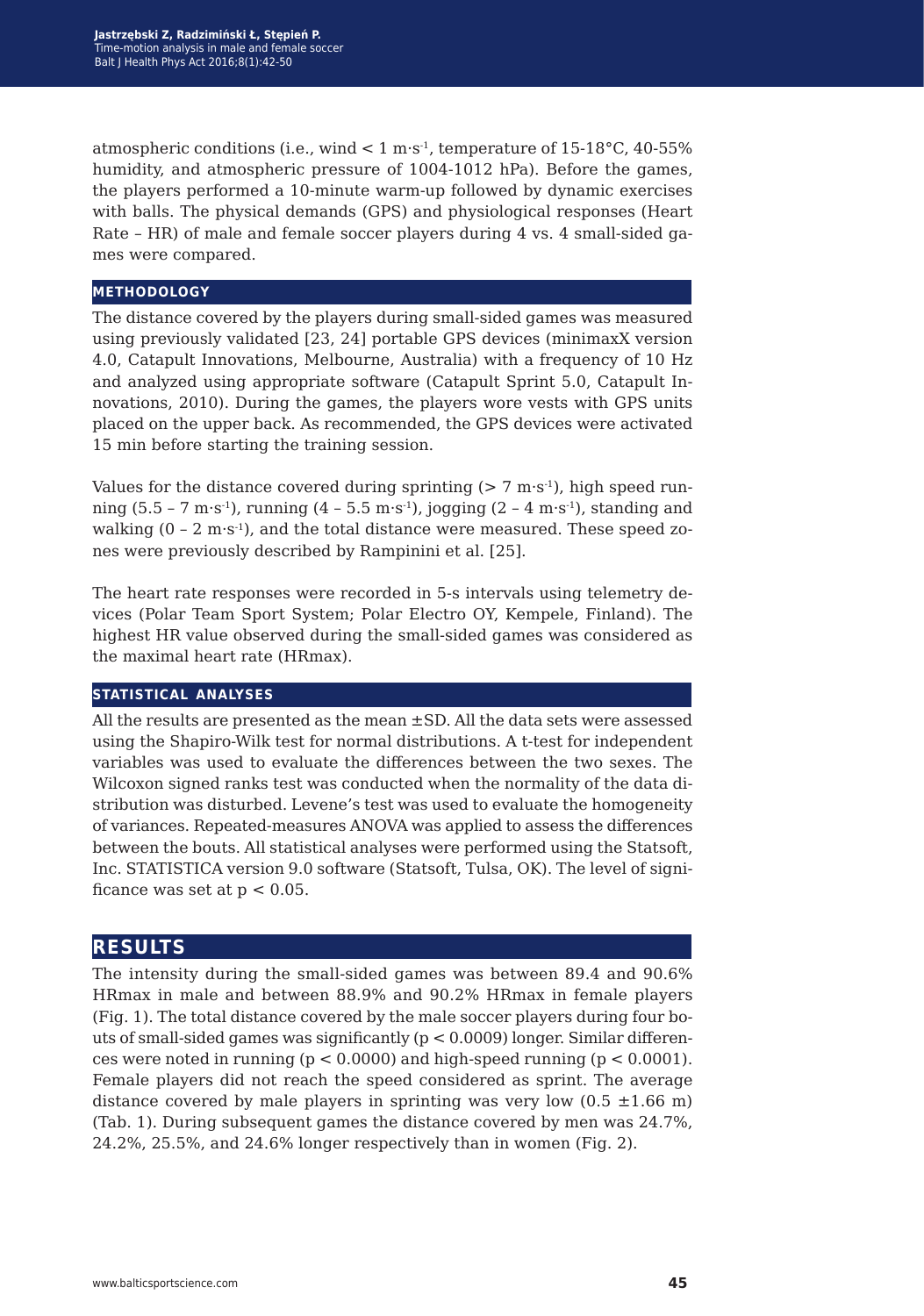atmospheric conditions (i.e., wind $< 1$ m·s$^{-1}$, temperature of 15-18°C, 40-55% humidity, and atmospheric pressure of 1004-1012 hPa). Before the games, the players performed a 10-minute warm-up followed by dynamic exercises with balls. The physical demands (GPS) and physiological responses (Heart Rate – HR) of male and female soccer players during 4 vs. 4 small-sided games were compared.

### METHODOLOGY

The distance covered by the players during small-sided games was measured using previously validated [23, 24] portable GPS devices (minimaxX version 4.0, Catapult Innovations, Melbourne, Australia) with a frequency of 10 Hz and analyzed using appropriate software (Catapult Sprint 5.0, Catapult Innovations, 2010). During the games, the players wore vests with GPS units placed on the upper back. As recommended, the GPS devices were activated 15 min before starting the training session.

Values for the distance covered during sprinting ($> 7$ m·s$^{-1}$), high speed running (5.5 – 7 m·s$^{-1}$), running (4 – 5.5 m·s$^{-1}$), jogging (2 – 4 m·s$^{-1}$), standing and walking (0 – 2 m·s$^{-1}$), and the total distance were measured. These speed zones were previously described by Rampinini et al. [25].

The heart rate responses were recorded in 5-s intervals using telemetry devices (Polar Team Sport System; Polar Electro OY, Kempele, Finland). The highest HR value observed during the small-sided games was considered as the maximal heart rate (HRmax).

### STATISTICAL ANALYSES

All the results are presented as the mean ±SD. All the data sets were assessed using the Shapiro-Wilk test for normal distributions. A t-test for independent variables was used to evaluate the differences between the two sexes. The Wilcoxon signed ranks test was conducted when the normality of the data distribution was disturbed. Levene's test was used to evaluate the homogeneity of variances. Repeated-measures ANOVA was applied to assess the differences between the bouts. All statistical analyses were performed using the Statsoft, Inc. STATISTICA version 9.0 software (Statsoft, Tulsa, OK). The level of significance was set at $p < 0.05$.

## RESULTS

The intensity during the small-sided games was between 89.4 and 90.6% HRmax in male and between 88.9% and 90.2% HRmax in female players (Fig. 1). The total distance covered by the male soccer players during four bouts of small-sided games was significantly ($p < 0.0009$) longer. Similar differences were noted in running ($p < 0.0000$) and high-speed running ($p < 0.0001$). Female players did not reach the speed considered as sprint. The average distance covered by male players in sprinting was very low (0.5 ±1.66 m) (Tab. 1). During subsequent games the distance covered by men was 24.7%, 24.2%, 25.5%, and 24.6% longer respectively than in women (Fig. 2).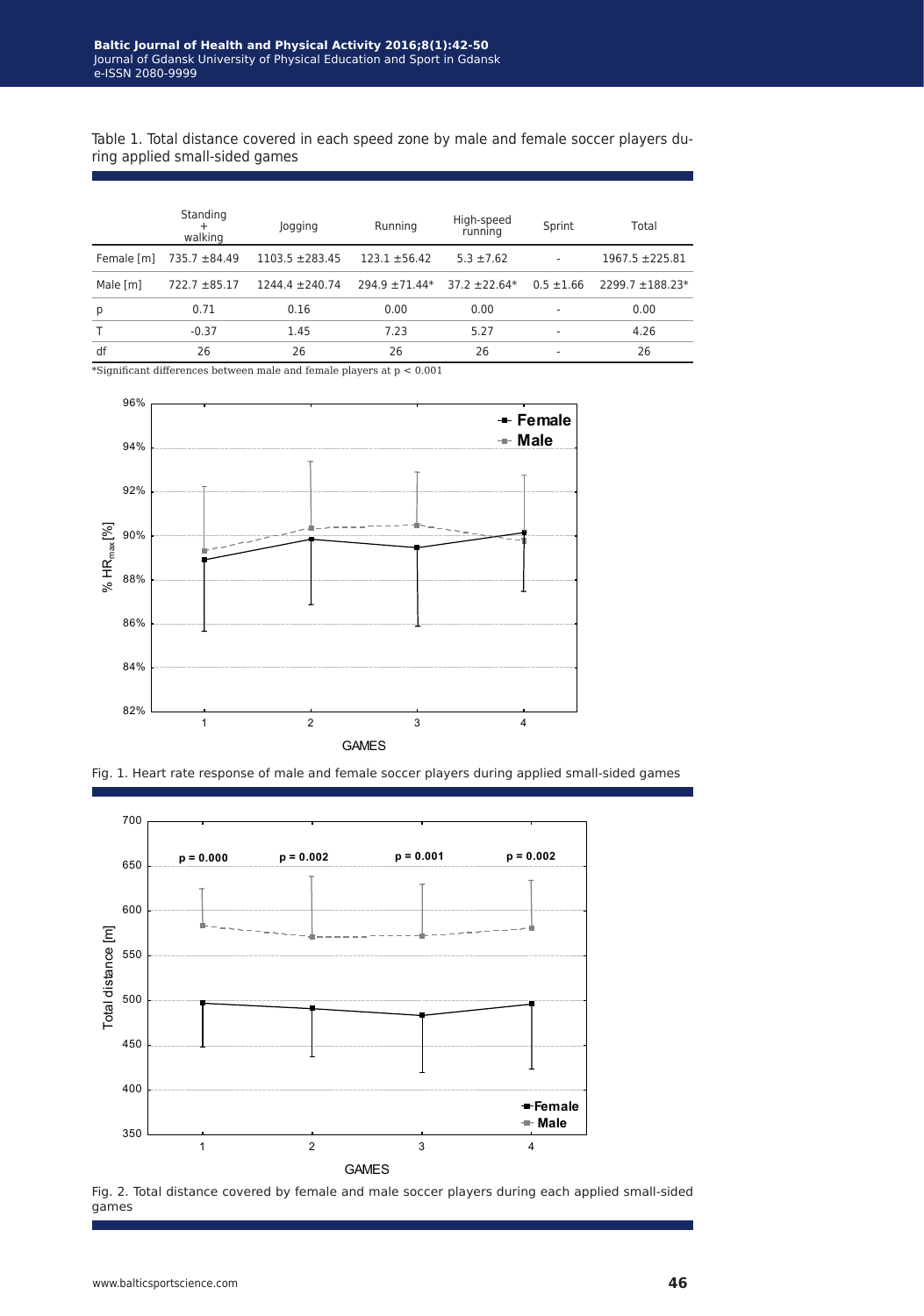Table 1. Total distance covered in each speed zone by male and female soccer players during applied small-sided games

| | Standing + walking | Jogging | Running | High-speed running | Sprint | Total |
|---|---|---|---|---|---|---|
| Female [m] | 735.7 ±84.49 | 1103.5 ±283.45 | 123.1 ±56.42 | 5.3 ±7.62 | - | 1967.5 ±225.81 |
| Male [m] | 722.7 ±85.17 | 1244.4 ±240.74 | 294.9 ±71.44* | 37.2 ±22.64* | 0.5 ±1.66 | 2299.7 ±188.23* |
| p | 0.71 | 0.16 | 0.00 | 0.00 | - | 0.00 |
| T | -0.37 | 1.45 | 7.23 | 5.27 | - | 4.26 |
| df | 26 | 26 | 26 | 26 | - | 26 |

*Significant differences between male and female players at $p < 0.001$

Fig. 1. Heart rate response of male and female soccer players during applied small-sided games

Fig. 2. Total distance covered by female and male soccer players during each applied small-sided games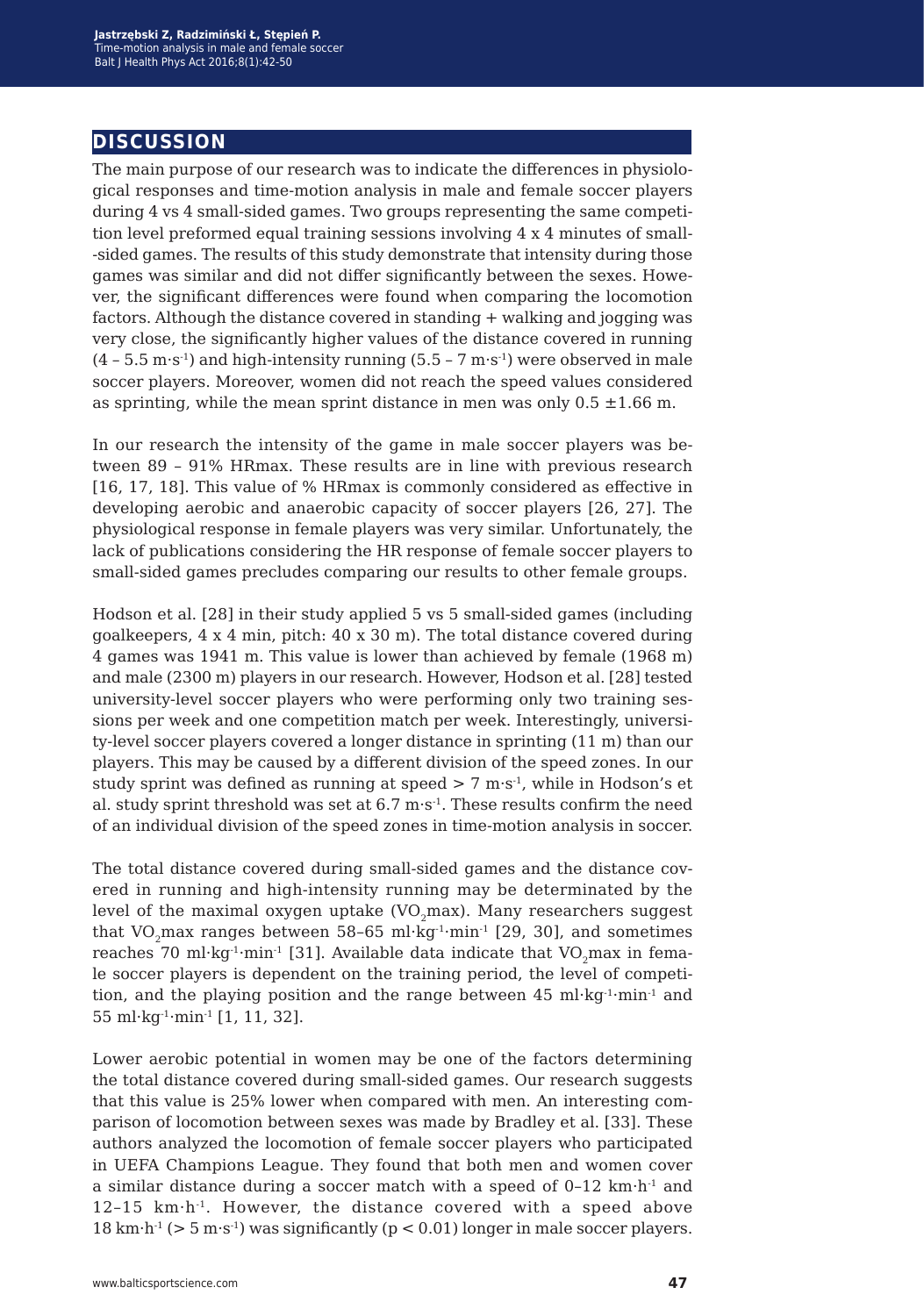## DISCUSSION

The main purpose of our research was to indicate the differences in physiological responses and time-motion analysis in male and female soccer players during 4 vs 4 small-sided games. Two groups representing the same competition level preformed equal training sessions involving 4 x 4 minutes of small-sided games. The results of this study demonstrate that intensity during those games was similar and did not differ significantly between the sexes. However, the significant differences were found when comparing the locomotion factors. Although the distance covered in standing + walking and jogging was very close, the significantly higher values of the distance covered in running ($4 - 5.5\ m \cdot s^{-1}$) and high-intensity running ($5.5 - 7\ m \cdot s^{-1}$) were observed in male soccer players. Moreover, women did not reach the speed values considered as sprinting, while the mean sprint distance in men was only $0.5 \pm 1.66$ m.

In our research the intensity of the game in male soccer players was between 89 – 91% HRmax. These results are in line with previous research [16, 17, 18]. This value of % HRmax is commonly considered as effective in developing aerobic and anaerobic capacity of soccer players [26, 27]. The physiological response in female players was very similar. Unfortunately, the lack of publications considering the HR response of female soccer players to small-sided games precludes comparing our results to other female groups.

Hodson et al. [28] in their study applied 5 vs 5 small-sided games (including goalkeepers, 4 x 4 min, pitch: 40 x 30 m). The total distance covered during 4 games was 1941 m. This value is lower than achieved by female (1968 m) and male (2300 m) players in our research. However, Hodson et al. [28] tested university-level soccer players who were performing only two training sessions per week and one competition match per week. Interestingly, university-level soccer players covered a longer distance in sprinting (11 m) than our players. This may be caused by a different division of the speed zones. In our study sprint was defined as running at speed $> 7\ m \cdot s^{-1}$, while in Hodson's et al. study sprint threshold was set at $6.7\ m \cdot s^{-1}$. These results confirm the need of an individual division of the speed zones in time-motion analysis in soccer.

The total distance covered during small-sided games and the distance covered in running and high-intensity running may be determinated by the level of the maximal oxygen uptake ($VO_2max$). Many researchers suggest that $VO_2max$ ranges between $58–65\ ml \cdot kg^{-1} \cdot min^{-1}$ [29, 30], and sometimes reaches $70\ ml \cdot kg^{-1} \cdot min^{-1}$ [31]. Available data indicate that $VO_2max$ in female soccer players is dependent on the training period, the level of competition, and the playing position and the range between $45\ ml \cdot kg^{-1} \cdot min^{-1}$ and $55\ ml \cdot kg^{-1} \cdot min^{-1}$ [1, 11, 32].

Lower aerobic potential in women may be one of the factors determining the total distance covered during small-sided games. Our research suggests that this value is 25% lower when compared with men. An interesting comparison of locomotion between sexes was made by Bradley et al. [33]. These authors analyzed the locomotion of female soccer players who participated in UEFA Champions League. They found that both men and women cover a similar distance during a soccer match with a speed of $0–12\ km \cdot h^{-1}$ and $12–15\ km \cdot h^{-1}$. However, the distance covered with a speed above $18\ km \cdot h^{-1}$ ($> 5\ m \cdot s^{-1}$) was significantly ($p < 0.01$) longer in male soccer players.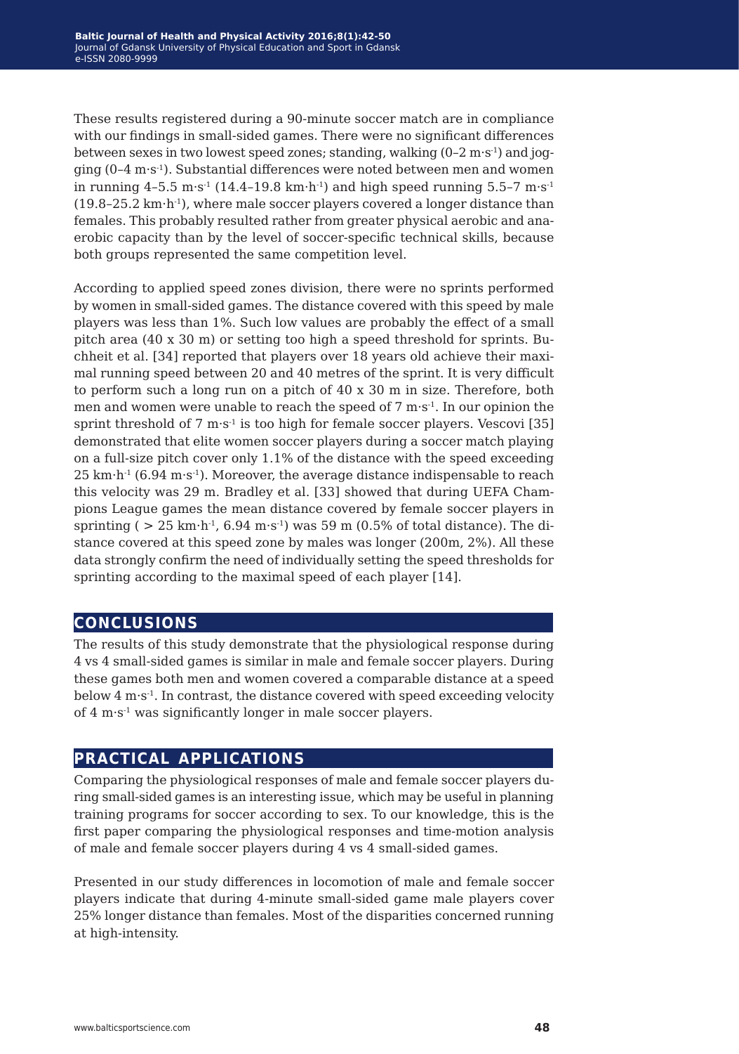These results registered during a 90-minute soccer match are in compliance with our findings in small-sided games. There were no significant differences between sexes in two lowest speed zones; standing, walking (0–2 $m \cdot s^{-1}$) and jogging (0–4 $m \cdot s^{-1}$). Substantial differences were noted between men and women in running 4–5.5 $m \cdot s^{-1}$ (14.4–19.8 $km \cdot h^{-1}$) and high speed running 5.5–7 $m \cdot s^{-1}$ (19.8–25.2 $km \cdot h^{-1}$), where male soccer players covered a longer distance than females. This probably resulted rather from greater physical aerobic and anaerobic capacity than by the level of soccer-specific technical skills, because both groups represented the same competition level.

According to applied speed zones division, there were no sprints performed by women in small-sided games. The distance covered with this speed by male players was less than 1%. Such low values are probably the effect of a small pitch area (40 x 30 m) or setting too high a speed threshold for sprints. Buchheit et al. [34] reported that players over 18 years old achieve their maximal running speed between 20 and 40 metres of the sprint. It is very difficult to perform such a long run on a pitch of 40 x 30 m in size. Therefore, both men and women were unable to reach the speed of 7 $m \cdot s^{-1}$. In our opinion the sprint threshold of 7 $m \cdot s^{-1}$ is too high for female soccer players. Vescovi [35] demonstrated that elite women soccer players during a soccer match playing on a full-size pitch cover only 1.1% of the distance with the speed exceeding 25 $km \cdot h^{-1}$ (6.94 $m \cdot s^{-1}$). Moreover, the average distance indispensable to reach this velocity was 29 m. Bradley et al. [33] showed that during UEFA Champions League games the mean distance covered by female soccer players in sprinting ( > 25 $km \cdot h^{-1}$, 6.94 $m \cdot s^{-1}$) was 59 m (0.5% of total distance). The distance covered at this speed zone by males was longer (200m, 2%). All these data strongly confirm the need of individually setting the speed thresholds for sprinting according to the maximal speed of each player [14].

## CONCLUSIONS

The results of this study demonstrate that the physiological response during 4 vs 4 small-sided games is similar in male and female soccer players. During these games both men and women covered a comparable distance at a speed below 4 $m \cdot s^{-1}$. In contrast, the distance covered with speed exceeding velocity of 4 $m \cdot s^{-1}$ was significantly longer in male soccer players.

## PRACTICAL APPLICATIONS

Comparing the physiological responses of male and female soccer players during small-sided games is an interesting issue, which may be useful in planning training programs for soccer according to sex. To our knowledge, this is the first paper comparing the physiological responses and time-motion analysis of male and female soccer players during 4 vs 4 small-sided games.

Presented in our study differences in locomotion of male and female soccer players indicate that during 4-minute small-sided game male players cover 25% longer distance than females. Most of the disparities concerned running at high-intensity.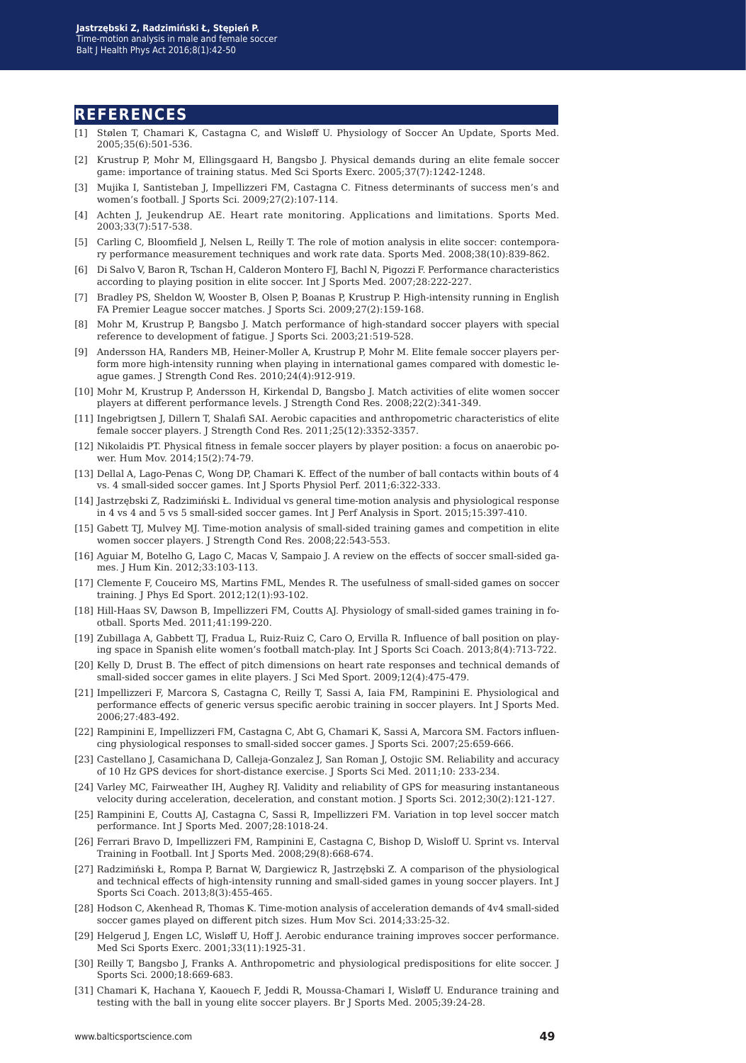## REFERENCES

[1] Stølen T, Chamari K, Castagna C, and Wisløff U. Physiology of Soccer An Update, Sports Med. 2005;35(6):501-536.

[2] Krustrup P, Mohr M, Ellingsgaard H, Bangsbo J. Physical demands during an elite female soccer game: importance of training status. Med Sci Sports Exerc. 2005;37(7):1242-1248.

[3] Mujika I, Santisteban J, Impellizzeri FM, Castagna C. Fitness determinants of success men's and women's football. J Sports Sci. 2009;27(2):107-114.

[4] Achten J, Jeukendrup AE. Heart rate monitoring. Applications and limitations. Sports Med. 2003;33(7):517-538.

[5] Carling C, Bloomfield J, Nelsen L, Reilly T. The role of motion analysis in elite soccer: contemporary performance measurement techniques and work rate data. Sports Med. 2008;38(10):839-862.

[6] Di Salvo V, Baron R, Tschan H, Calderon Montero FJ, Bachl N, Pigozzi F. Performance characteristics according to playing position in elite soccer. Int J Sports Med. 2007;28:222-227.

[7] Bradley PS, Sheldon W, Wooster B, Olsen P, Boanas P, Krustrup P. High-intensity running in English FA Premier League soccer matches. J Sports Sci. 2009;27(2):159-168.

[8] Mohr M, Krustrup P, Bangsbo J. Match performance of high-standard soccer players with special reference to development of fatigue. J Sports Sci. 2003;21:519-528.

[9] Andersson HA, Randers MB, Heiner-Moller A, Krustrup P, Mohr M. Elite female soccer players perform more high-intensity running when playing in international games compared with domestic league games. J Strength Cond Res. 2010;24(4):912-919.

[10] Mohr M, Krustrup P, Andersson H, Kirkendal D, Bangsbo J. Match activities of elite women soccer players at different performance levels. J Strength Cond Res. 2008;22(2):341-349.

[11] Ingebrigtsen J, Dillern T, Shalafi SAI. Aerobic capacities and anthropometric characteristics of elite female soccer players. J Strength Cond Res. 2011;25(12):3352-3357.

[12] Nikolaidis PT. Physical fitness in female soccer players by player position: a focus on anaerobic power. Hum Mov. 2014;15(2):74-79.

[13] Dellal A, Lago-Penas C, Wong DP, Chamari K. Effect of the number of ball contacts within bouts of 4 vs. 4 small-sided soccer games. Int J Sports Physiol Perf. 2011;6:322-333.

[14] Jastrzębski Z, Radzimiński Ł. Individual vs general time-motion analysis and physiological response in 4 vs 4 and 5 vs 5 small-sided soccer games. Int J Perf Analysis in Sport. 2015;15:397-410.

[15] Gabett TJ, Mulvey MJ. Time-motion analysis of small-sided training games and competition in elite women soccer players. J Strength Cond Res. 2008;22:543-553.

[16] Aguiar M, Botelho G, Lago C, Macas V, Sampaio J. A review on the effects of soccer small-sided games. J Hum Kin. 2012;33:103-113.

[17] Clemente F, Couceiro MS, Martins FML, Mendes R. The usefulness of small-sided games on soccer training. J Phys Ed Sport. 2012;12(1):93-102.

[18] Hill-Haas SV, Dawson B, Impellizzeri FM, Coutts AJ. Physiology of small-sided games training in football. Sports Med. 2011;41:199-220.

[19] Zubillaga A, Gabbett TJ, Fradua L, Ruiz-Ruiz C, Caro O, Ervilla R. Influence of ball position on playing space in Spanish elite women's football match-play. Int J Sports Sci Coach. 2013;8(4):713-722.

[20] Kelly D, Drust B. The effect of pitch dimensions on heart rate responses and technical demands of small-sided soccer games in elite players. J Sci Med Sport. 2009;12(4):475-479.

[21] Impellizzeri F, Marcora S, Castagna C, Reilly T, Sassi A, Iaia FM, Rampinini E. Physiological and performance effects of generic versus specific aerobic training in soccer players. Int J Sports Med. 2006;27:483-492.

[22] Rampinini E, Impellizzeri FM, Castagna C, Abt G, Chamari K, Sassi A, Marcora SM. Factors influencing physiological responses to small-sided soccer games. J Sports Sci. 2007;25:659-666.

[23] Castellano J, Casamichana D, Calleja-Gonzalez J, San Roman J, Ostojic SM. Reliability and accuracy of 10 Hz GPS devices for short-distance exercise. J Sports Sci Med. 2011;10: 233-234.

[24] Varley MC, Fairweather IH, Aughey RJ. Validity and reliability of GPS for measuring instantaneous velocity during acceleration, deceleration, and constant motion. J Sports Sci. 2012;30(2):121-127.

[25] Rampinini E, Coutts AJ, Castagna C, Sassi R, Impellizzeri FM. Variation in top level soccer match performance. Int J Sports Med. 2007;28:1018-24.

[26] Ferrari Bravo D, Impellizzeri FM, Rampinini E, Castagna C, Bishop D, Wisloff U. Sprint vs. Interval Training in Football. Int J Sports Med. 2008;29(8):668-674.

[27] Radzimiński Ł, Rompa P, Barnat W, Dargiewicz R, Jastrzębski Z. A comparison of the physiological and technical effects of high-intensity running and small-sided games in young soccer players. Int J Sports Sci Coach. 2013;8(3):455-465.

[28] Hodson C, Akenhead R, Thomas K. Time-motion analysis of acceleration demands of 4v4 small-sided soccer games played on different pitch sizes. Hum Mov Sci. 2014;33:25-32.

[29] Helgerud J, Engen LC, Wisløff U, Hoff J. Aerobic endurance training improves soccer performance. Med Sci Sports Exerc. 2001;33(11):1925-31.

[30] Reilly T, Bangsbo J, Franks A. Anthropometric and physiological predispositions for elite soccer. J Sports Sci. 2000;18:669-683.

[31] Chamari K, Hachana Y, Kaouech F, Jeddi R, Moussa-Chamari I, Wisløff U. Endurance training and testing with the ball in young elite soccer players. Br J Sports Med. 2005;39:24-28.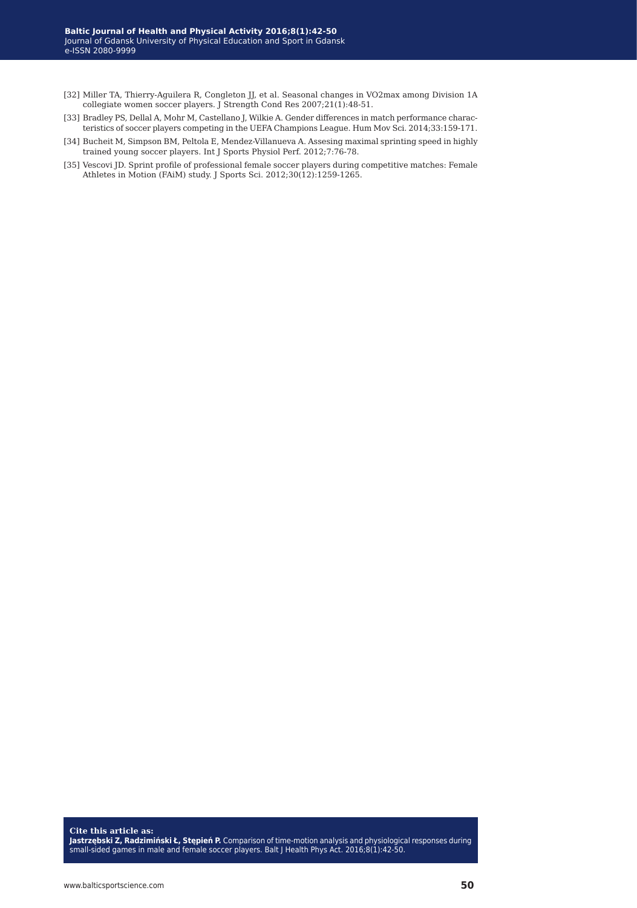[32] Miller TA, Thierry-Aguilera R, Congleton JJ, et al. Seasonal changes in VO2max among Division 1A collegiate women soccer players. J Strength Cond Res 2007;21(1):48-51.

[33] Bradley PS, Dellal A, Mohr M, Castellano J, Wilkie A. Gender differences in match performance characteristics of soccer players competing in the UEFA Champions League. Hum Mov Sci. 2014;33:159-171.

[34] Bucheit M, Simpson BM, Peltola E, Mendez-Villanueva A. Assesing maximal sprinting speed in highly trained young soccer players. Int J Sports Physiol Perf. 2012;7:76-78.

[35] Vescovi JD. Sprint profile of professional female soccer players during competitive matches: Female Athletes in Motion (FAiM) study. J Sports Sci. 2012;30(12):1259-1265.

**Cite this article as:**
**Jastrzębski Z, Radzimiński Ł, Stępień P.** Comparison of time-motion analysis and physiological responses during small-sided games in male and female soccer players. Balt J Health Phys Act. 2016;8(1):42-50.